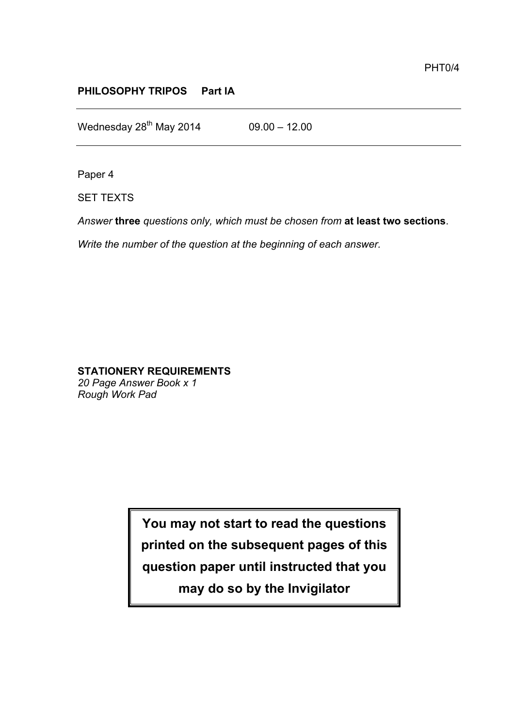PHT0/4

**PHILOSOPHY TRIPOS Part IA**

---

Wednesday 28th May 2014 09.00 – 12.00

---

Paper 4

SET TEXTS

*Answer* **three** *questions only, which must be chosen from* **at least two sections**.

*Write the number of the question at the beginning of each answer.*

**STATIONERY REQUIREMENTS**
*20 Page Answer Book x 1*
*Rough Work Pad*

**You may not start to read the questions printed on the subsequent pages of this question paper until instructed that you may do so by the Invigilator**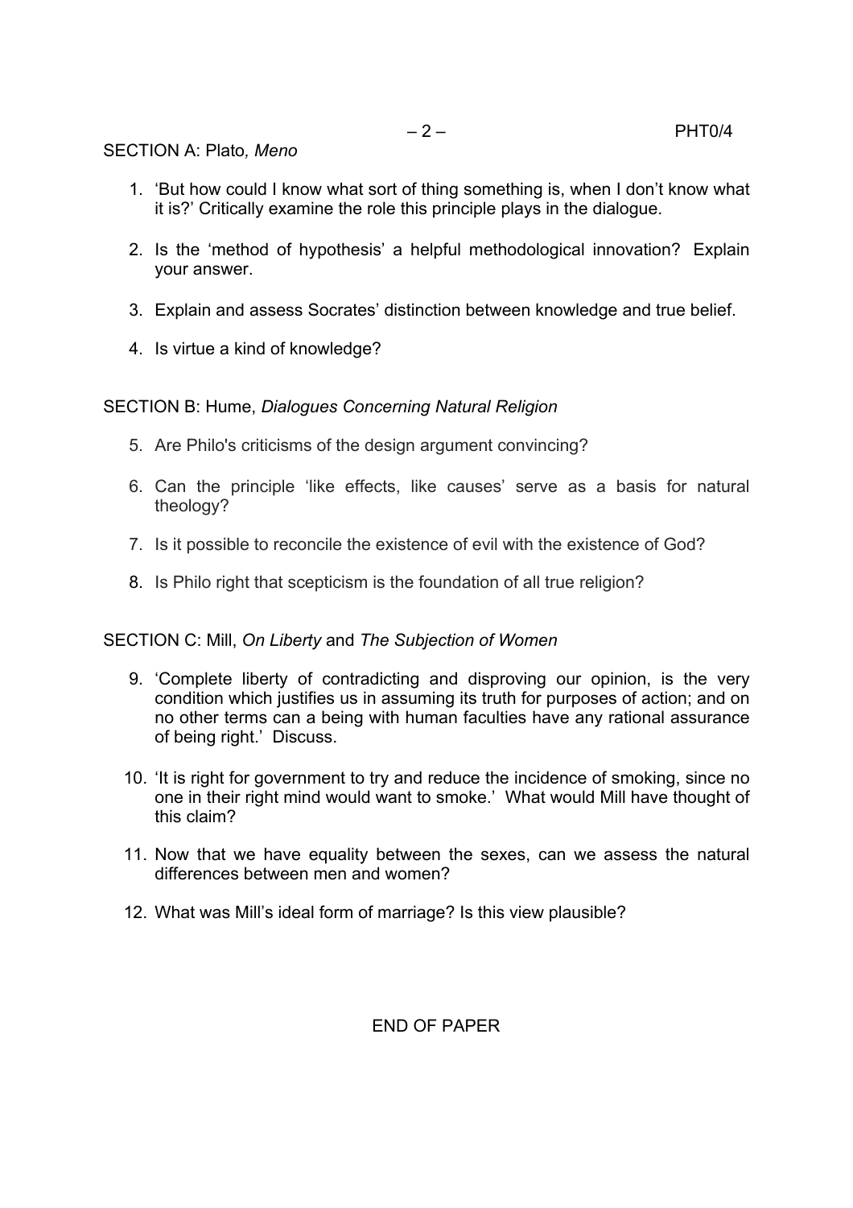## SECTION A: Plato, *Meno*

1. 'But how could I know what sort of thing something is, when I don't know what it is?' Critically examine the role this principle plays in the dialogue.

2. Is the 'method of hypothesis' a helpful methodological innovation? Explain your answer.

3. Explain and assess Socrates' distinction between knowledge and true belief.

4. Is virtue a kind of knowledge?

## SECTION B: Hume, *Dialogues Concerning Natural Religion*

5. Are Philo's criticisms of the design argument convincing?

6. Can the principle 'like effects, like causes' serve as a basis for natural theology?

7. Is it possible to reconcile the existence of evil with the existence of God?

8. Is Philo right that scepticism is the foundation of all true religion?

## SECTION C: Mill, *On Liberty* and *The Subjection of Women*

9. 'Complete liberty of contradicting and disproving our opinion, is the very condition which justifies us in assuming its truth for purposes of action; and on no other terms can a being with human faculties have any rational assurance of being right.' Discuss.

10. 'It is right for government to try and reduce the incidence of smoking, since no one in their right mind would want to smoke.' What would Mill have thought of this claim?

11. Now that we have equality between the sexes, can we assess the natural differences between men and women?

12. What was Mill's ideal form of marriage? Is this view plausible?

END OF PAPER